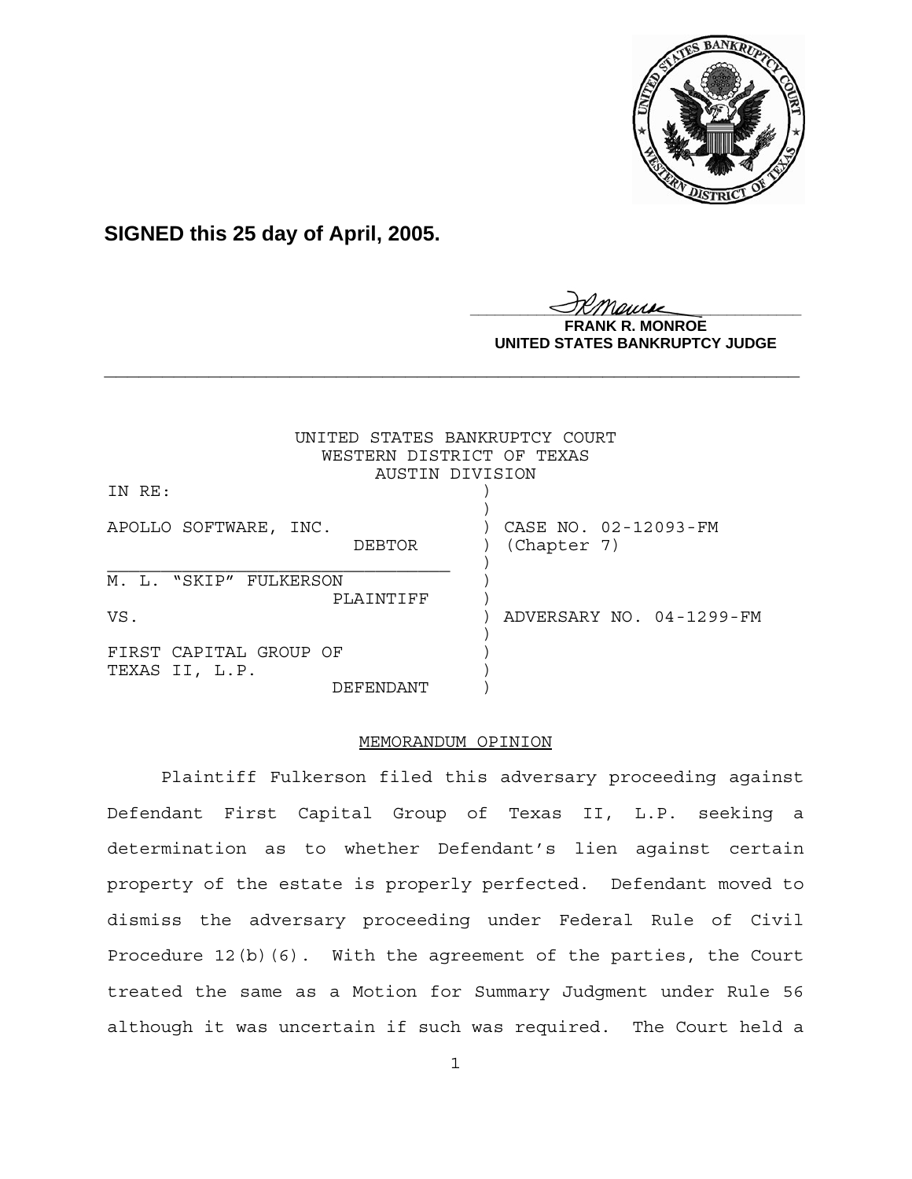**SIGNED this 25 day of April, 2005.**

**FRANK R. MONROE**
**UNITED STATES BANKRUPTCY JUDGE**

---

UNITED STATES BANKRUPTCY COURT
WESTERN DISTRICT OF TEXAS
AUSTIN DIVISION

| | | |
|---|---|---|
| IN RE: | ) | |
| | ) | |
| APOLLO SOFTWARE, INC. | ) | CASE NO. 02-12093-FM |
| DEBTOR | ) | (Chapter 7) |
| | ) | |
| M. L. "SKIP" FULKERSON | ) | |
| PLAINTIFF | ) | |
| VS. | ) | ADVERSARY NO. 04-1299-FM |
| | ) | |
| FIRST CAPITAL GROUP OF | ) | |
| TEXAS II, L.P. | ) | |
| DEFENDANT | ) | |

MEMORANDUM OPINION

Plaintiff Fulkerson filed this adversary proceeding against Defendant First Capital Group of Texas II, L.P. seeking a determination as to whether Defendant's lien against certain property of the estate is properly perfected. Defendant moved to dismiss the adversary proceeding under Federal Rule of Civil Procedure 12(b)(6). With the agreement of the parties, the Court treated the same as a Motion for Summary Judgment under Rule 56 although it was uncertain if such was required. The Court held a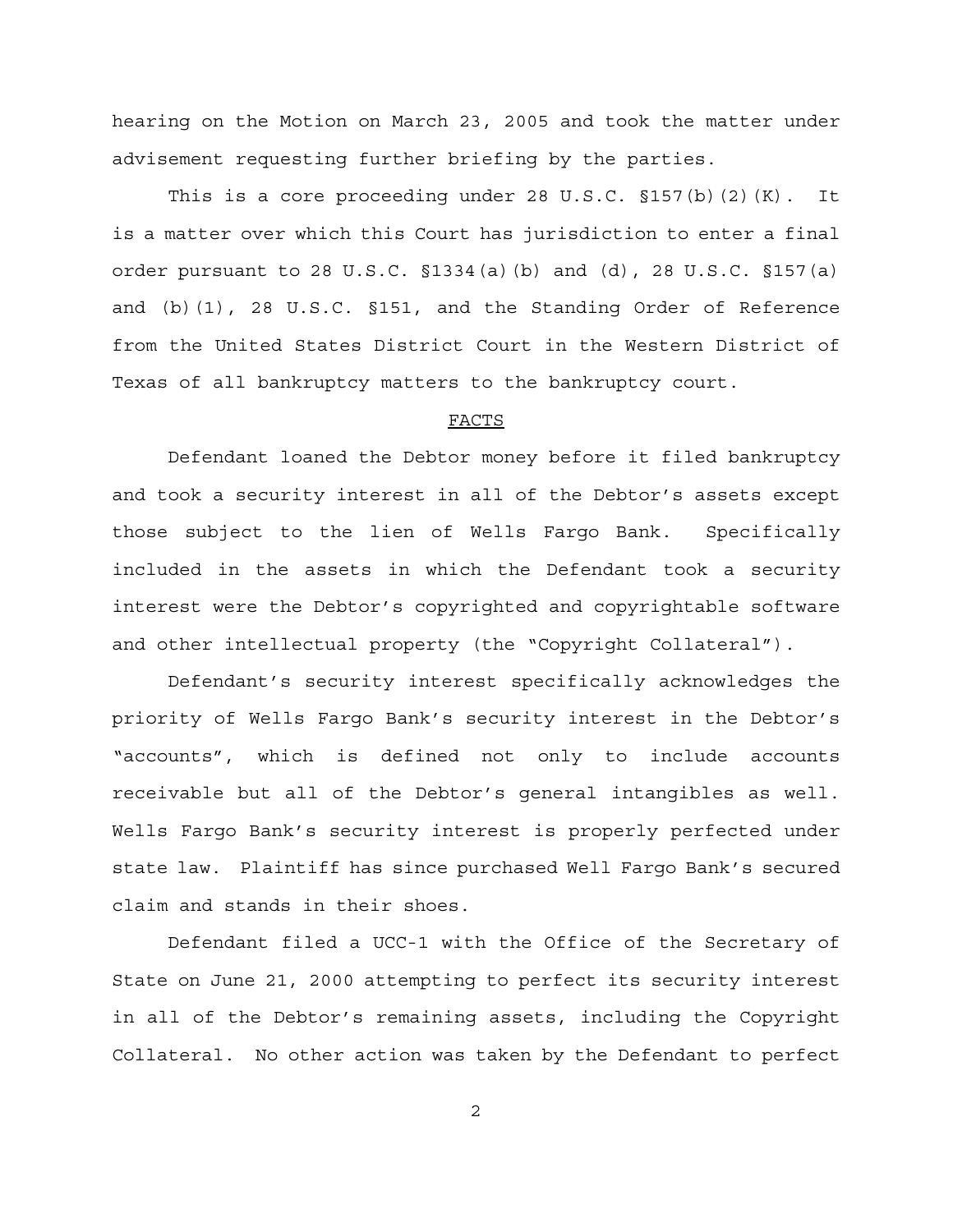hearing on the Motion on March 23, 2005 and took the matter under advisement requesting further briefing by the parties.

This is a core proceeding under 28 U.S.C. §157(b)(2)(K). It is a matter over which this Court has jurisdiction to enter a final order pursuant to 28 U.S.C. §1334(a)(b) and (d), 28 U.S.C. §157(a) and (b)(1), 28 U.S.C. §151, and the Standing Order of Reference from the United States District Court in the Western District of Texas of all bankruptcy matters to the bankruptcy court.

## FACTS

Defendant loaned the Debtor money before it filed bankruptcy and took a security interest in all of the Debtor's assets except those subject to the lien of Wells Fargo Bank. Specifically included in the assets in which the Defendant took a security interest were the Debtor's copyrighted and copyrightable software and other intellectual property (the "Copyright Collateral").

Defendant's security interest specifically acknowledges the priority of Wells Fargo Bank's security interest in the Debtor's "accounts", which is defined not only to include accounts receivable but all of the Debtor's general intangibles as well. Wells Fargo Bank's security interest is properly perfected under state law. Plaintiff has since purchased Well Fargo Bank's secured claim and stands in their shoes.

Defendant filed a UCC-1 with the Office of the Secretary of State on June 21, 2000 attempting to perfect its security interest in all of the Debtor's remaining assets, including the Copyright Collateral. No other action was taken by the Defendant to perfect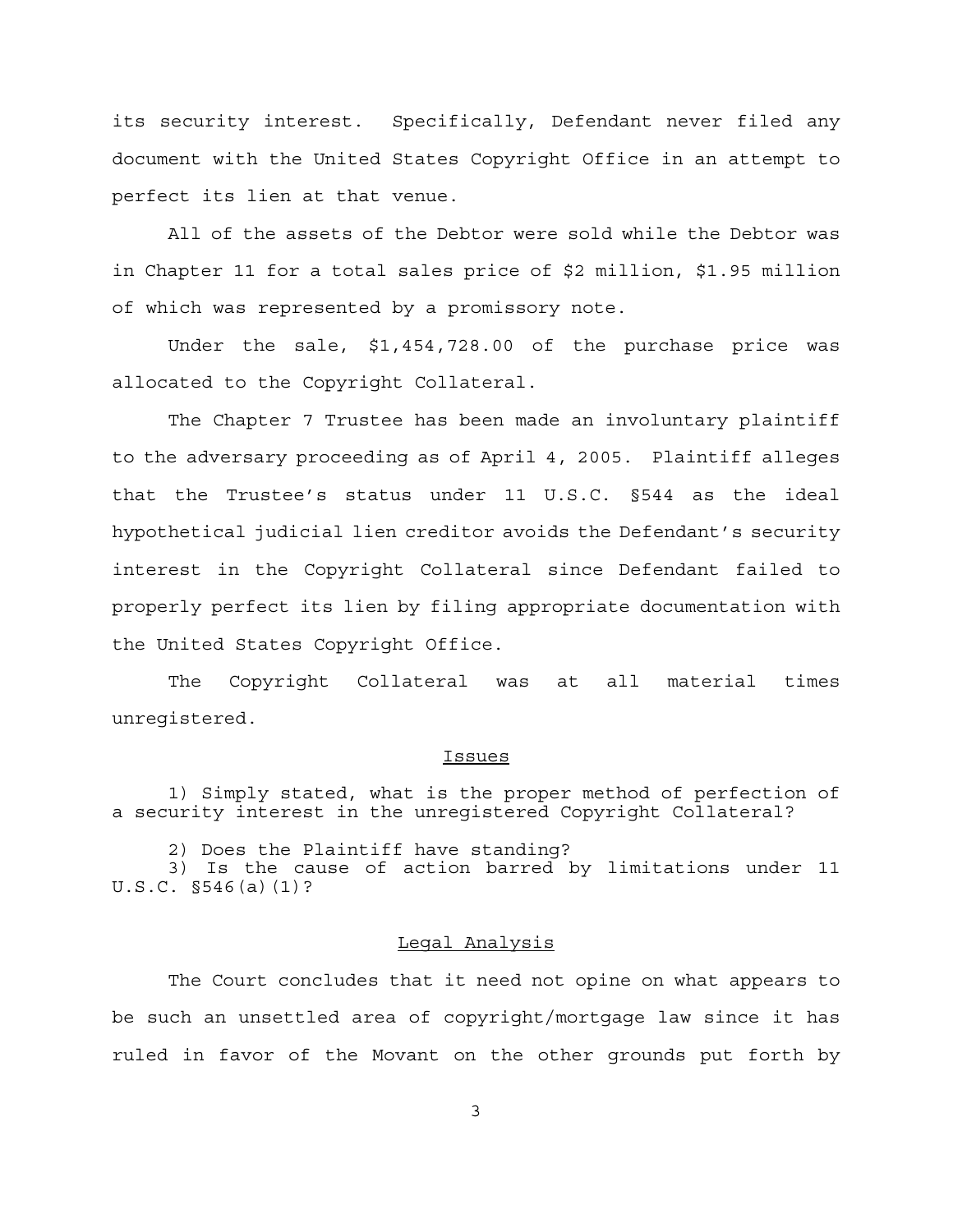its security interest. Specifically, Defendant never filed any document with the United States Copyright Office in an attempt to perfect its lien at that venue.

All of the assets of the Debtor were sold while the Debtor was in Chapter 11 for a total sales price of $2 million, $1.95 million of which was represented by a promissory note.

Under the sale, $1,454,728.00 of the purchase price was allocated to the Copyright Collateral.

The Chapter 7 Trustee has been made an involuntary plaintiff to the adversary proceeding as of April 4, 2005. Plaintiff alleges that the Trustee's status under 11 U.S.C. §544 as the ideal hypothetical judicial lien creditor avoids the Defendant's security interest in the Copyright Collateral since Defendant failed to properly perfect its lien by filing appropriate documentation with the United States Copyright Office.

The Copyright Collateral was at all material times unregistered.

## Issues

1) Simply stated, what is the proper method of perfection of a security interest in the unregistered Copyright Collateral?

2) Does the Plaintiff have standing?

3) Is the cause of action barred by limitations under 11 U.S.C. §546(a)(1)?

## Legal Analysis

The Court concludes that it need not opine on what appears to be such an unsettled area of copyright/mortgage law since it has ruled in favor of the Movant on the other grounds put forth by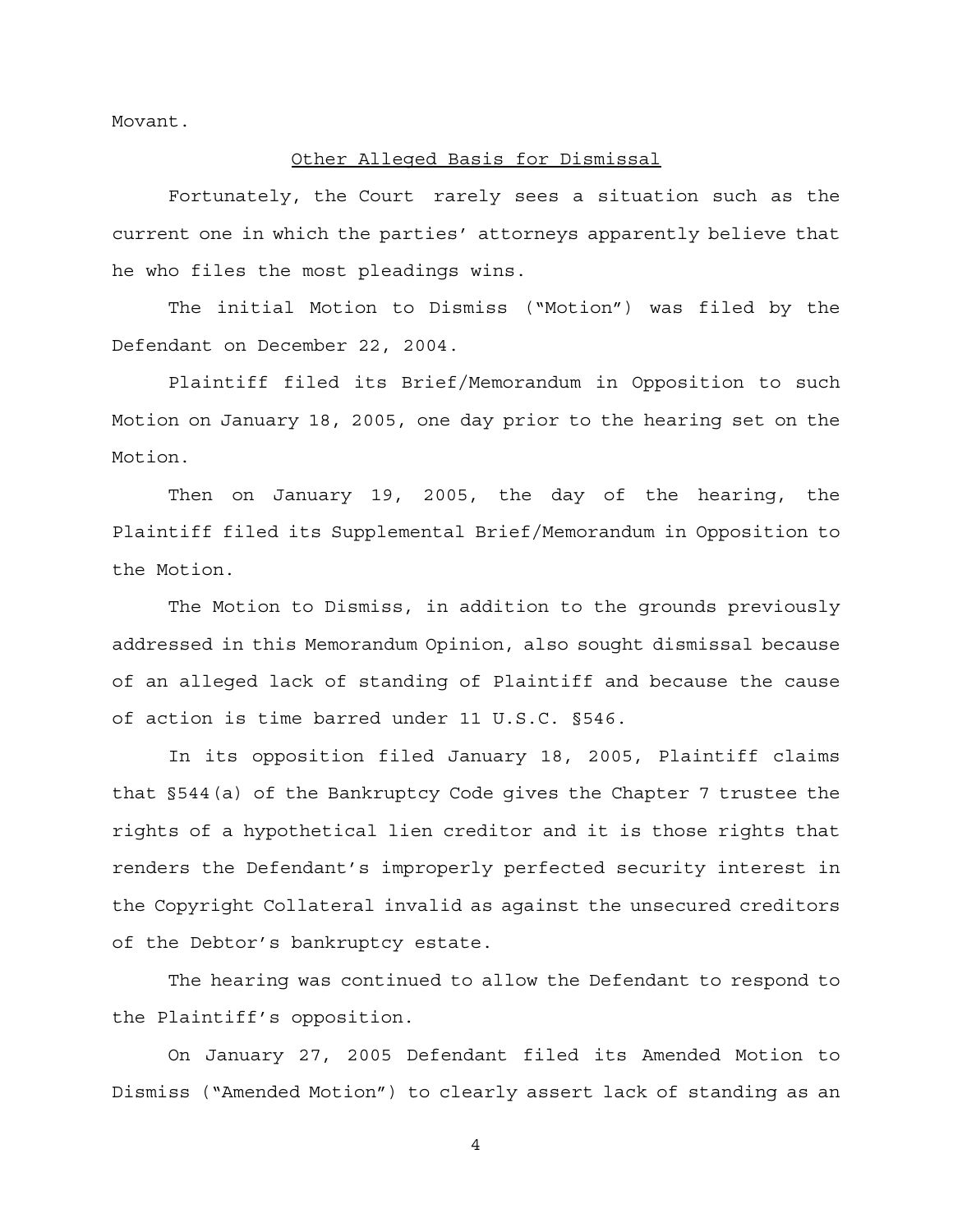Movant.

<u>Other Alleged Basis for Dismissal</u>

Fortunately, the Court rarely sees a situation such as the current one in which the parties' attorneys apparently believe that he who files the most pleadings wins.

The initial Motion to Dismiss ("Motion") was filed by the Defendant on December 22, 2004.

Plaintiff filed its Brief/Memorandum in Opposition to such Motion on January 18, 2005, one day prior to the hearing set on the Motion.

Then on January 19, 2005, the day of the hearing, the Plaintiff filed its Supplemental Brief/Memorandum in Opposition to the Motion.

The Motion to Dismiss, in addition to the grounds previously addressed in this Memorandum Opinion, also sought dismissal because of an alleged lack of standing of Plaintiff and because the cause of action is time barred under 11 U.S.C. §546.

In its opposition filed January 18, 2005, Plaintiff claims that §544(a) of the Bankruptcy Code gives the Chapter 7 trustee the rights of a hypothetical lien creditor and it is those rights that renders the Defendant's improperly perfected security interest in the Copyright Collateral invalid as against the unsecured creditors of the Debtor's bankruptcy estate.

The hearing was continued to allow the Defendant to respond to the Plaintiff's opposition.

On January 27, 2005 Defendant filed its Amended Motion to Dismiss ("Amended Motion") to clearly assert lack of standing as an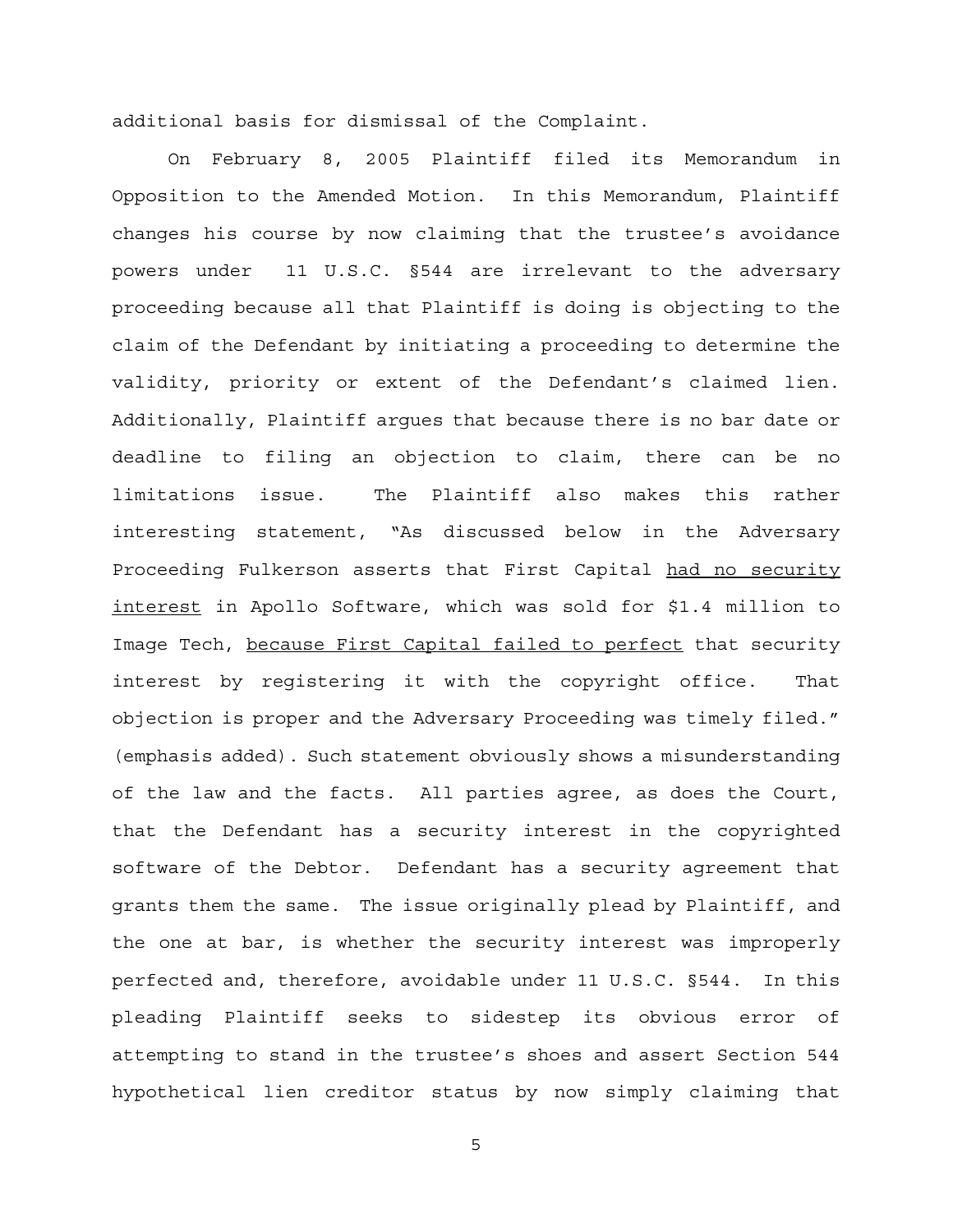additional basis for dismissal of the Complaint.

On February 8, 2005 Plaintiff filed its Memorandum in Opposition to the Amended Motion. In this Memorandum, Plaintiff changes his course by now claiming that the trustee's avoidance powers under 11 U.S.C. §544 are irrelevant to the adversary proceeding because all that Plaintiff is doing is objecting to the claim of the Defendant by initiating a proceeding to determine the validity, priority or extent of the Defendant's claimed lien. Additionally, Plaintiff argues that because there is no bar date or deadline to filing an objection to claim, there can be no limitations issue. The Plaintiff also makes this rather interesting statement, "As discussed below in the Adversary Proceeding Fulkerson asserts that First Capital <u>had no security interest</u> in Apollo Software, which was sold for $1.4 million to Image Tech, <u>because First Capital failed to perfect</u> that security interest by registering it with the copyright office. That objection is proper and the Adversary Proceeding was timely filed." (emphasis added). Such statement obviously shows a misunderstanding of the law and the facts. All parties agree, as does the Court, that the Defendant has a security interest in the copyrighted software of the Debtor. Defendant has a security agreement that grants them the same. The issue originally plead by Plaintiff, and the one at bar, is whether the security interest was improperly perfected and, therefore, avoidable under 11 U.S.C. §544. In this pleading Plaintiff seeks to sidestep its obvious error of attempting to stand in the trustee's shoes and assert Section 544 hypothetical lien creditor status by now simply claiming that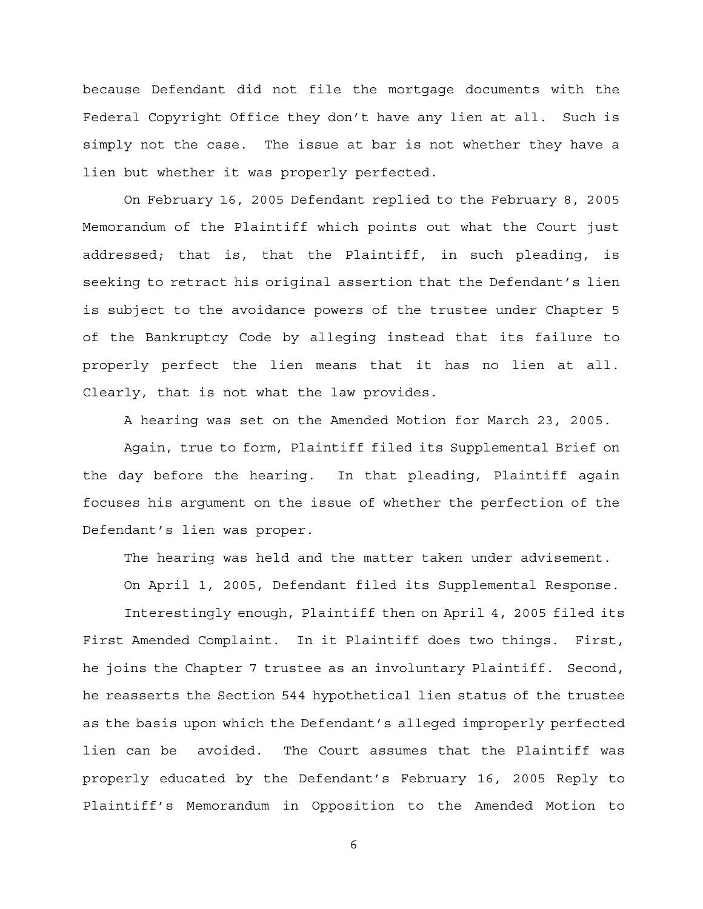because Defendant did not file the mortgage documents with the Federal Copyright Office they don't have any lien at all. Such is simply not the case. The issue at bar is not whether they have a lien but whether it was properly perfected.

On February 16, 2005 Defendant replied to the February 8, 2005 Memorandum of the Plaintiff which points out what the Court just addressed; that is, that the Plaintiff, in such pleading, is seeking to retract his original assertion that the Defendant's lien is subject to the avoidance powers of the trustee under Chapter 5 of the Bankruptcy Code by alleging instead that its failure to properly perfect the lien means that it has no lien at all. Clearly, that is not what the law provides.

A hearing was set on the Amended Motion for March 23, 2005.

Again, true to form, Plaintiff filed its Supplemental Brief on the day before the hearing. In that pleading, Plaintiff again focuses his argument on the issue of whether the perfection of the Defendant's lien was proper.

The hearing was held and the matter taken under advisement.

On April 1, 2005, Defendant filed its Supplemental Response.

Interestingly enough, Plaintiff then on April 4, 2005 filed its First Amended Complaint. In it Plaintiff does two things. First, he joins the Chapter 7 trustee as an involuntary Plaintiff. Second, he reasserts the Section 544 hypothetical lien status of the trustee as the basis upon which the Defendant's alleged improperly perfected lien can be avoided. The Court assumes that the Plaintiff was properly educated by the Defendant's February 16, 2005 Reply to Plaintiff's Memorandum in Opposition to the Amended Motion to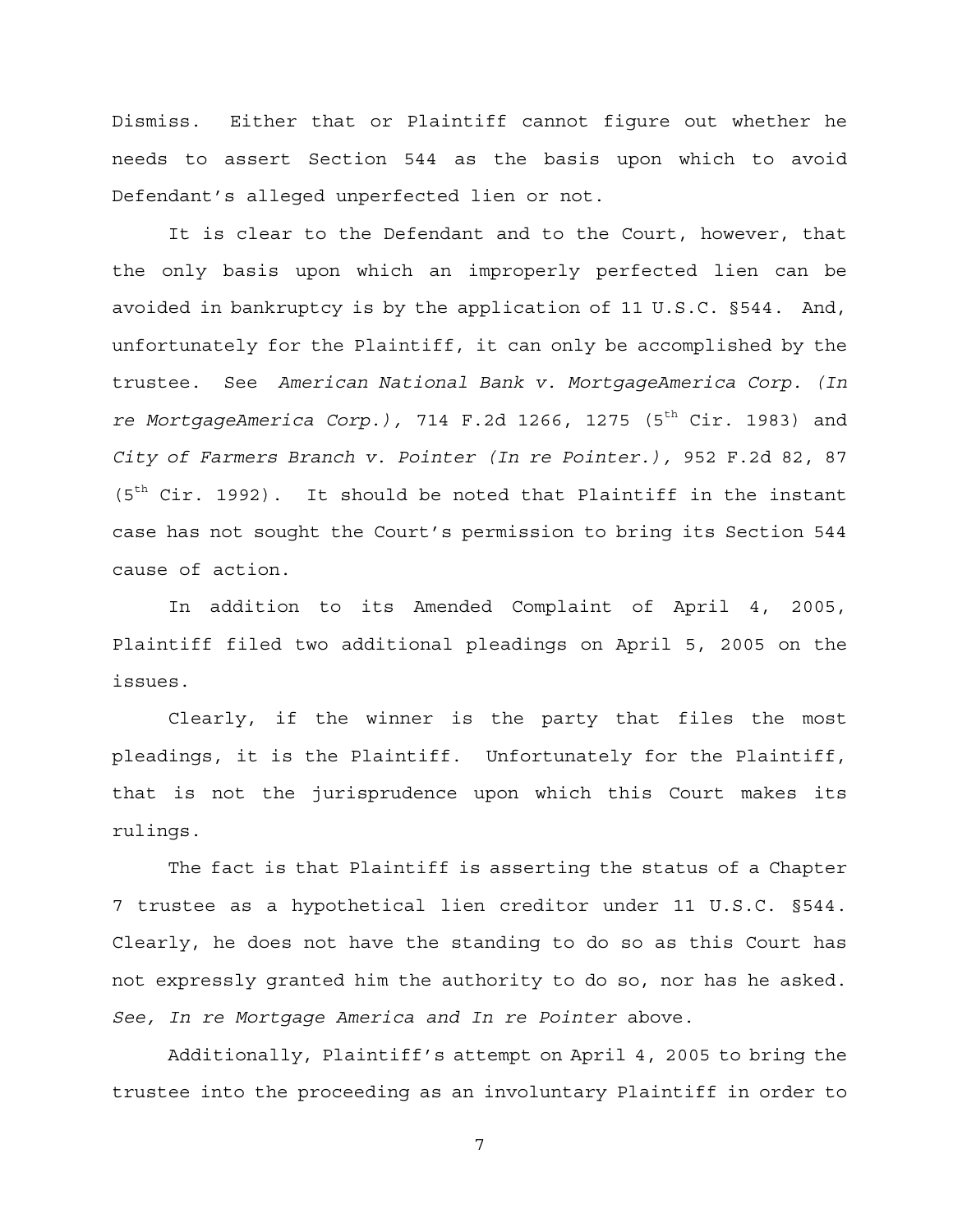Dismiss. Either that or Plaintiff cannot figure out whether he needs to assert Section 544 as the basis upon which to avoid Defendant's alleged unperfected lien or not.

It is clear to the Defendant and to the Court, however, that the only basis upon which an improperly perfected lien can be avoided in bankruptcy is by the application of 11 U.S.C. §544. And, unfortunately for the Plaintiff, it can only be accomplished by the trustee. See *American National Bank v. MortgageAmerica Corp. (In re MortgageAmerica Corp.),* 714 F.2d 1266, 1275 (5th Cir. 1983) and *City of Farmers Branch v. Pointer (In re Pointer.),* 952 F.2d 82, 87 (5th Cir. 1992). It should be noted that Plaintiff in the instant case has not sought the Court's permission to bring its Section 544 cause of action.

In addition to its Amended Complaint of April 4, 2005, Plaintiff filed two additional pleadings on April 5, 2005 on the issues.

Clearly, if the winner is the party that files the most pleadings, it is the Plaintiff. Unfortunately for the Plaintiff, that is not the jurisprudence upon which this Court makes its rulings.

The fact is that Plaintiff is asserting the status of a Chapter 7 trustee as a hypothetical lien creditor under 11 U.S.C. §544. Clearly, he does not have the standing to do so as this Court has not expressly granted him the authority to do so, nor has he asked. *See, In re Mortgage America and In re Pointer* above.

Additionally, Plaintiff's attempt on April 4, 2005 to bring the trustee into the proceeding as an involuntary Plaintiff in order to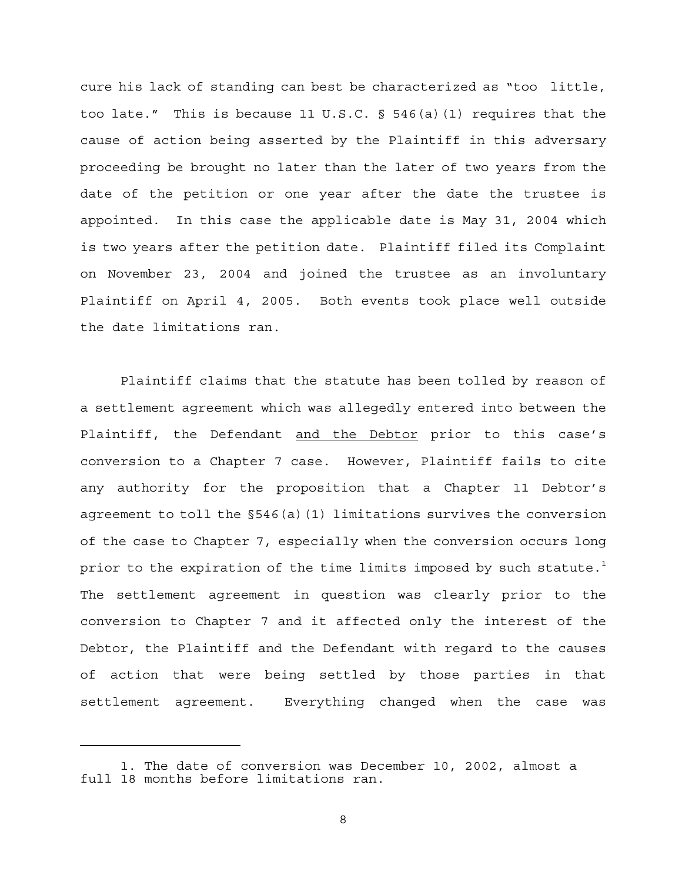cure his lack of standing can best be characterized as "too little, too late." This is because 11 U.S.C. § 546(a)(1) requires that the cause of action being asserted by the Plaintiff in this adversary proceeding be brought no later than the later of two years from the date of the petition or one year after the date the trustee is appointed. In this case the applicable date is May 31, 2004 which is two years after the petition date. Plaintiff filed its Complaint on November 23, 2004 and joined the trustee as an involuntary Plaintiff on April 4, 2005. Both events took place well outside the date limitations ran.

Plaintiff claims that the statute has been tolled by reason of a settlement agreement which was allegedly entered into between the Plaintiff, the Defendant <u>and the Debtor</u> prior to this case's conversion to a Chapter 7 case. However, Plaintiff fails to cite any authority for the proposition that a Chapter 11 Debtor's agreement to toll the §546(a)(1) limitations survives the conversion of the case to Chapter 7, especially when the conversion occurs long prior to the expiration of the time limits imposed by such statute.[1] The settlement agreement in question was clearly prior to the conversion to Chapter 7 and it affected only the interest of the Debtor, the Plaintiff and the Defendant with regard to the causes of action that were being settled by those parties in that settlement agreement. Everything changed when the case was

---

1. The date of conversion was December 10, 2002, almost a full 18 months before limitations ran.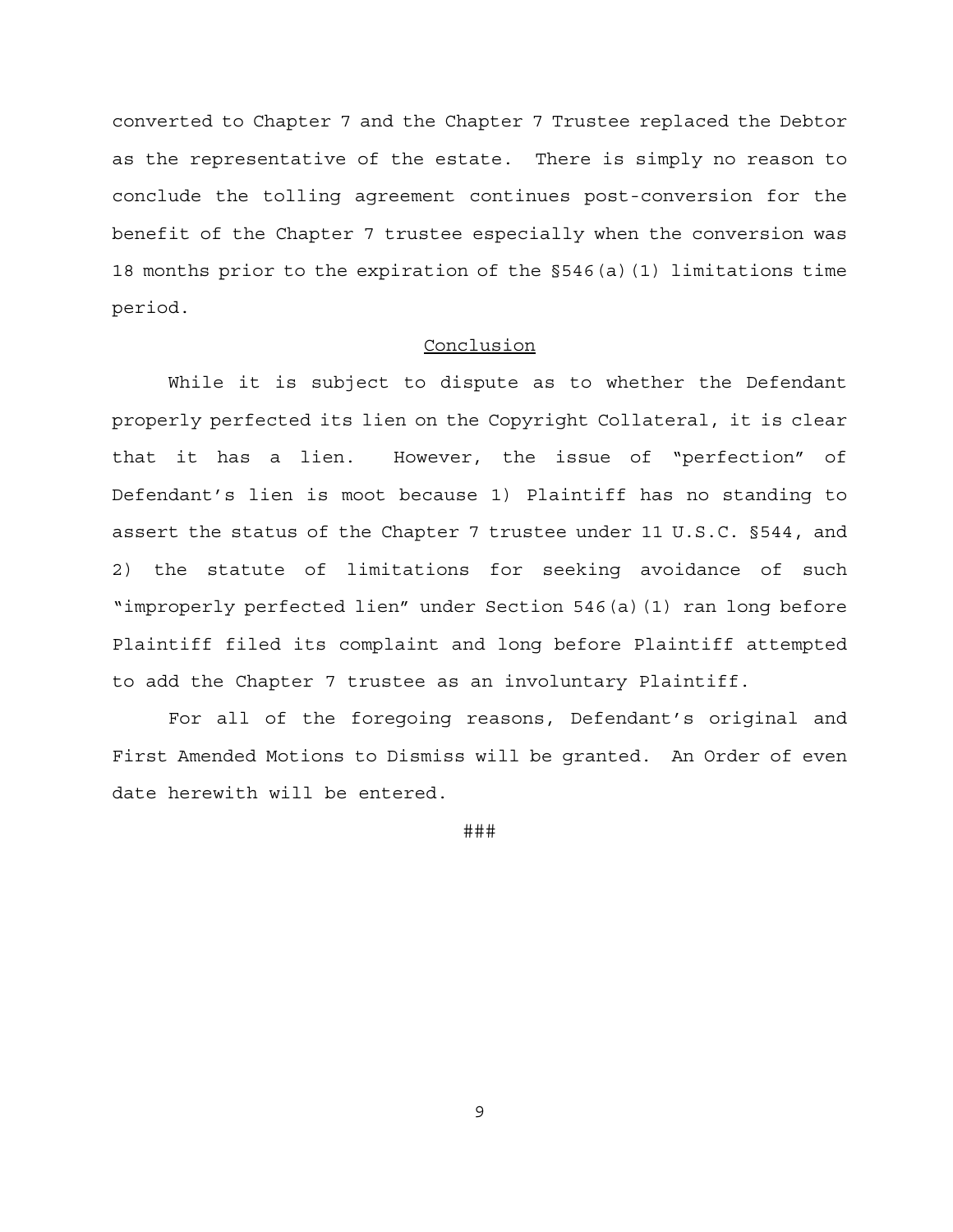converted to Chapter 7 and the Chapter 7 Trustee replaced the Debtor as the representative of the estate. There is simply no reason to conclude the tolling agreement continues post-conversion for the benefit of the Chapter 7 trustee especially when the conversion was 18 months prior to the expiration of the §546(a)(1) limitations time period.

## Conclusion

While it is subject to dispute as to whether the Defendant properly perfected its lien on the Copyright Collateral, it is clear that it has a lien. However, the issue of "perfection" of Defendant's lien is moot because 1) Plaintiff has no standing to assert the status of the Chapter 7 trustee under 11 U.S.C. §544, and 2) the statute of limitations for seeking avoidance of such "improperly perfected lien" under Section 546(a)(1) ran long before Plaintiff filed its complaint and long before Plaintiff attempted to add the Chapter 7 trustee as an involuntary Plaintiff.

For all of the foregoing reasons, Defendant's original and First Amended Motions to Dismiss will be granted. An Order of even date herewith will be entered.

###